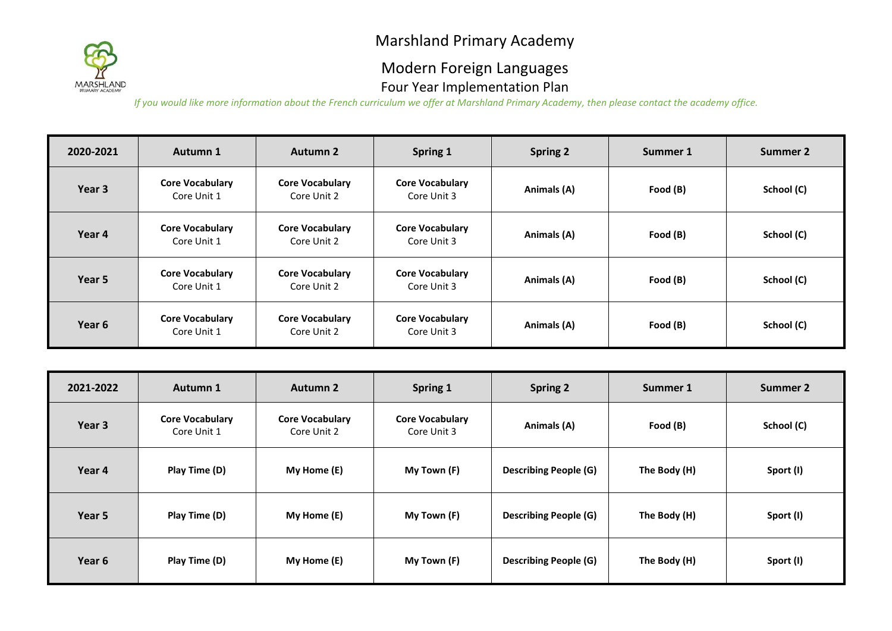# Marshland Primary Academy

## Modern Foreign Languages

### Four Year Implementation Plan

*If you would like more information about the French curriculum we offer at Marshland Primary Academy, then please contact the academy office.*

| 2020-2021 | Autumn 1 | Autumn 2 | Spring 1 | Spring 2 | Summer 1 | Summer 2 |
|---|---|---|---|---|---|---|
| **Year 3** | **Core Vocabulary** Core Unit 1 | **Core Vocabulary** Core Unit 2 | **Core Vocabulary** Core Unit 3 | **Animals (A)** | **Food (B)** | **School (C)** |
| **Year 4** | **Core Vocabulary** Core Unit 1 | **Core Vocabulary** Core Unit 2 | **Core Vocabulary** Core Unit 3 | **Animals (A)** | **Food (B)** | **School (C)** |
| **Year 5** | **Core Vocabulary** Core Unit 1 | **Core Vocabulary** Core Unit 2 | **Core Vocabulary** Core Unit 3 | **Animals (A)** | **Food (B)** | **School (C)** |
| **Year 6** | **Core Vocabulary** Core Unit 1 | **Core Vocabulary** Core Unit 2 | **Core Vocabulary** Core Unit 3 | **Animals (A)** | **Food (B)** | **School (C)** |

| 2021-2022 | Autumn 1 | Autumn 2 | Spring 1 | Spring 2 | Summer 1 | Summer 2 |
|---|---|---|---|---|---|---|
| **Year 3** | **Core Vocabulary** Core Unit 1 | **Core Vocabulary** Core Unit 2 | **Core Vocabulary** Core Unit 3 | **Animals (A)** | **Food (B)** | **School (C)** |
| **Year 4** | **Play Time (D)** | **My Home (E)** | **My Town (F)** | **Describing People (G)** | **The Body (H)** | **Sport (I)** |
| **Year 5** | **Play Time (D)** | **My Home (E)** | **My Town (F)** | **Describing People (G)** | **The Body (H)** | **Sport (I)** |
| **Year 6** | **Play Time (D)** | **My Home (E)** | **My Town (F)** | **Describing People (G)** | **The Body (H)** | **Sport (I)** |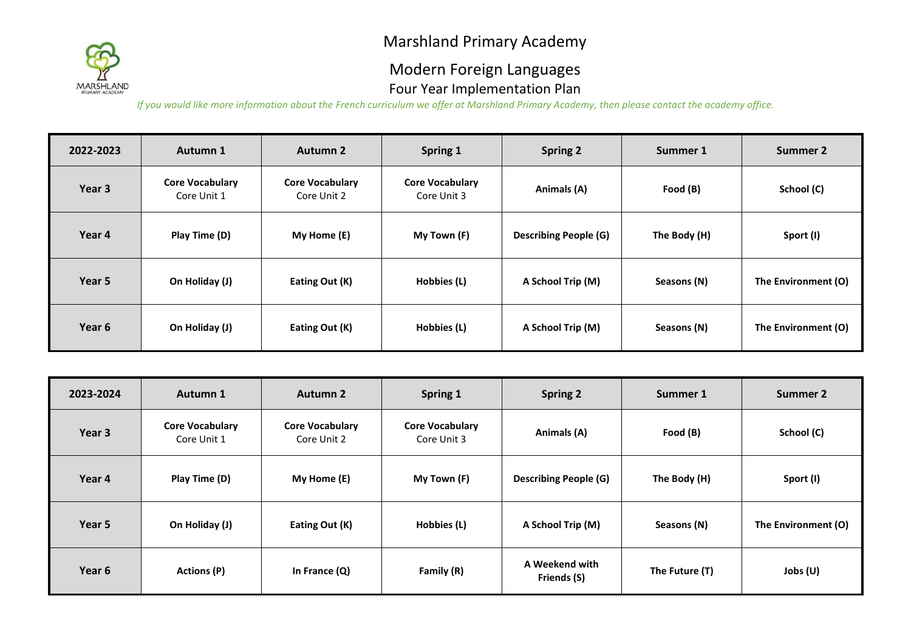# Marshland Primary Academy

## Modern Foreign Languages

### Four Year Implementation Plan

*If you would like more information about the French curriculum we offer at Marshland Primary Academy, then please contact the academy office.*

| 2022-2023 | Autumn 1 | Autumn 2 | Spring 1 | Spring 2 | Summer 1 | Summer 2 |
|---|---|---|---|---|---|---|
| **Year 3** | **Core Vocabulary** Core Unit 1 | **Core Vocabulary** Core Unit 2 | **Core Vocabulary** Core Unit 3 | **Animals (A)** | **Food (B)** | **School (C)** |
| **Year 4** | **Play Time (D)** | **My Home (E)** | **My Town (F)** | **Describing People (G)** | **The Body (H)** | **Sport (I)** |
| **Year 5** | **On Holiday (J)** | **Eating Out (K)** | **Hobbies (L)** | **A School Trip (M)** | **Seasons (N)** | **The Environment (O)** |
| **Year 6** | **On Holiday (J)** | **Eating Out (K)** | **Hobbies (L)** | **A School Trip (M)** | **Seasons (N)** | **The Environment (O)** |

| 2023-2024 | Autumn 1 | Autumn 2 | Spring 1 | Spring 2 | Summer 1 | Summer 2 |
|---|---|---|---|---|---|---|
| **Year 3** | **Core Vocabulary** Core Unit 1 | **Core Vocabulary** Core Unit 2 | **Core Vocabulary** Core Unit 3 | **Animals (A)** | **Food (B)** | **School (C)** |
| **Year 4** | **Play Time (D)** | **My Home (E)** | **My Town (F)** | **Describing People (G)** | **The Body (H)** | **Sport (I)** |
| **Year 5** | **On Holiday (J)** | **Eating Out (K)** | **Hobbies (L)** | **A School Trip (M)** | **Seasons (N)** | **The Environment (O)** |
| **Year 6** | **Actions (P)** | **In France (Q)** | **Family (R)** | **A Weekend with Friends (S)** | **The Future (T)** | **Jobs (U)** |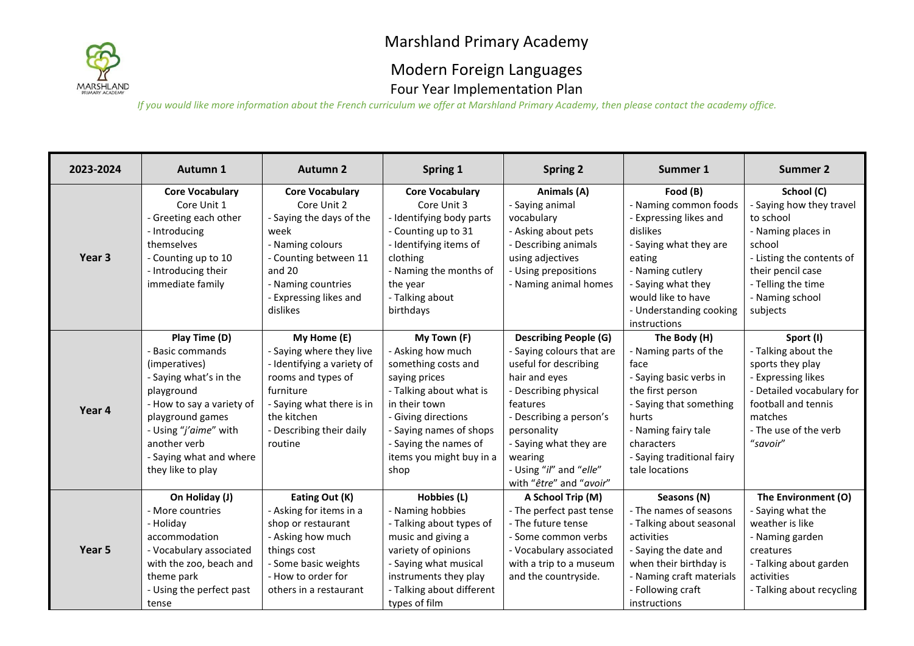# Marshland Primary Academy

## Modern Foreign Languages

### Four Year Implementation Plan

*If you would like more information about the French curriculum we offer at Marshland Primary Academy, then please contact the academy office.*

| 2023-2024 | Autumn 1 | Autumn 2 | Spring 1 | Spring 2 | Summer 1 | Summer 2 |
|---|---|---|---|---|---|---|
| **Year 3** | **Core Vocabulary**<br>Core Unit 1<br>- Greeting each other<br>- Introducing themselves<br>- Counting up to 10<br>- Introducing their immediate family | **Core Vocabulary**<br>Core Unit 2<br>- Saying the days of the week<br>- Naming colours<br>- Counting between 11 and 20<br>- Naming countries<br>- Expressing likes and dislikes | **Core Vocabulary**<br>Core Unit 3<br>- Identifying body parts<br>- Counting up to 31<br>- Identifying items of clothing<br>- Naming the months of the year<br>- Talking about birthdays | **Animals (A)**<br>- Saying animal vocabulary<br>- Asking about pets<br>- Describing animals using adjectives<br>- Using prepositions<br>- Naming animal homes | **Food (B)**<br>- Naming common foods<br>- Expressing likes and dislikes<br>- Saying what they are eating<br>- Naming cutlery<br>- Saying what they would like to have<br>- Understanding cooking instructions | **School (C)**<br>- Saying how they travel to school<br>- Naming places in school<br>- Listing the contents of their pencil case<br>- Telling the time<br>- Naming school subjects |
| **Year 4** | **Play Time (D)**<br>- Basic commands (imperatives)<br>- Saying what's in the playground<br>- How to say a variety of playground games<br>- Using "*j'aime*" with another verb<br>- Saying what and where they like to play | **My Home (E)**<br>- Saying where they live<br>- Identifying a variety of rooms and types of furniture<br>- Saying what there is in the kitchen<br>- Describing their daily routine | **My Town (F)**<br>- Asking how much something costs and saying prices<br>- Talking about what is in their town<br>- Giving directions<br>- Saying names of shops<br>- Saying the names of items you might buy in a shop | **Describing People (G)**<br>- Saying colours that are useful for describing hair and eyes<br>- Describing physical features<br>- Describing a person's personality<br>- Saying what they are wearing<br>- Using "*il*" and "*elle*" with "*être*" and "*avoir*" | **The Body (H)**<br>- Naming parts of the face<br>- Saying basic verbs in the first person<br>- Saying that something hurts<br>- Naming fairy tale characters<br>- Saying traditional fairy tale locations | **Sport (I)**<br>- Talking about the sports they play<br>- Expressing likes<br>- Detailed vocabulary for football and tennis matches<br>- The use of the verb "*savoir*" |
| **Year 5** | **On Holiday (J)**<br>- More countries<br>- Holiday accommodation<br>- Vocabulary associated with the zoo, beach and theme park<br>- Using the perfect past tense | **Eating Out (K)**<br>- Asking for items in a shop or restaurant<br>- Asking how much things cost<br>- Some basic weights<br>- How to order for others in a restaurant | **Hobbies (L)**<br>- Naming hobbies<br>- Talking about types of music and giving a variety of opinions<br>- Saying what musical instruments they play<br>- Talking about different types of film | **A School Trip (M)**<br>- The perfect past tense<br>- The future tense<br>- Some common verbs<br>- Vocabulary associated with a trip to a museum and the countryside. | **Seasons (N)**<br>- The names of seasons<br>- Talking about seasonal activities<br>- Saying the date and when their birthday is<br>- Naming craft materials<br>- Following craft instructions | **The Environment (O)**<br>- Saying what the weather is like<br>- Naming garden creatures<br>- Talking about garden activities<br>- Talking about recycling |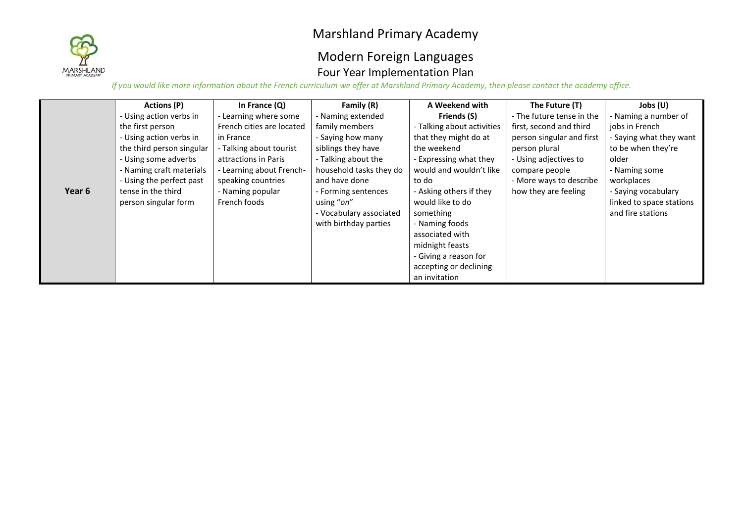# Marshland Primary Academy

## Modern Foreign Languages

### Four Year Implementation Plan

*If you would like more information about the French curriculum we offer at Marshland Primary Academy, then please contact the academy office.*

| | Actions (P) | In France (Q) | Family (R) | A Weekend with Friends (S) | The Future (T) | Jobs (U) |
|---|---|---|---|---|---|---|
| **Year 6** | - Using action verbs in the first person<br>- Using action verbs in the third person singular<br>- Using some adverbs<br>- Naming craft materials<br>- Using the perfect past tense in the third person singular form | - Learning where some French cities are located in France<br>- Talking about tourist attractions in Paris<br>- Learning about French-speaking countries<br>- Naming popular French foods | - Naming extended family members<br>- Saying how many siblings they have<br>- Talking about the household tasks they do and have done<br>- Forming sentences using "*on*"<br>- Vocabulary associated with birthday parties | - Talking about activities that they might do at the weekend<br>- Expressing what they would and wouldn't like to do<br>- Asking others if they would like to do something<br>- Naming foods associated with midnight feasts<br>- Giving a reason for accepting or declining an invitation | - The future tense in the first, second and third person singular and first person plural<br>- Using adjectives to compare people<br>- More ways to describe how they are feeling | - Naming a number of jobs in French<br>- Saying what they want to be when they're older<br>- Naming some workplaces<br>- Saying vocabulary linked to space stations and fire stations |